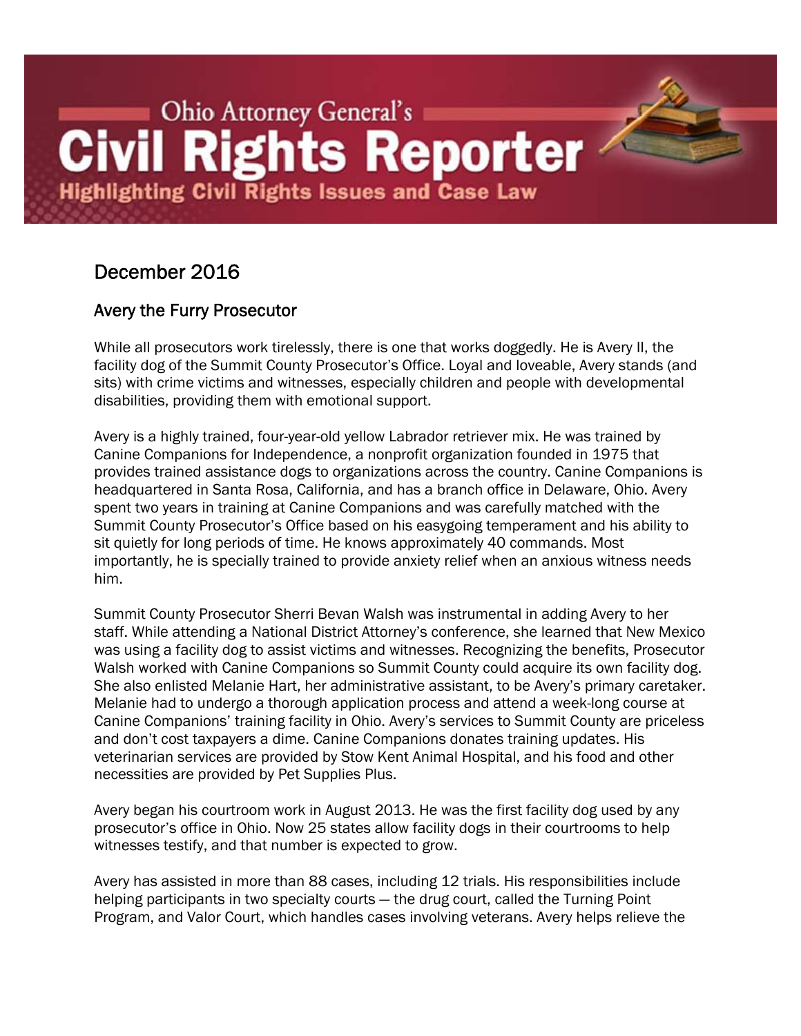# Ohio Attorney General's Civil Rights Reporter

**Highlighting Civil Rights Issues and Case Law**

## December 2016

### Avery the Furry Prosecutor

While all prosecutors work tirelessly, there is one that works doggedly. He is Avery II, the facility dog of the Summit County Prosecutor's Office. Loyal and loveable, Avery stands (and sits) with crime victims and witnesses, especially children and people with developmental disabilities, providing them with emotional support.

Avery is a highly trained, four-year-old yellow Labrador retriever mix. He was trained by Canine Companions for Independence, a nonprofit organization founded in 1975 that provides trained assistance dogs to organizations across the country. Canine Companions is headquartered in Santa Rosa, California, and has a branch office in Delaware, Ohio. Avery spent two years in training at Canine Companions and was carefully matched with the Summit County Prosecutor's Office based on his easygoing temperament and his ability to sit quietly for long periods of time. He knows approximately 40 commands. Most importantly, he is specially trained to provide anxiety relief when an anxious witness needs him.

Summit County Prosecutor Sherri Bevan Walsh was instrumental in adding Avery to her staff. While attending a National District Attorney's conference, she learned that New Mexico was using a facility dog to assist victims and witnesses. Recognizing the benefits, Prosecutor Walsh worked with Canine Companions so Summit County could acquire its own facility dog. She also enlisted Melanie Hart, her administrative assistant, to be Avery's primary caretaker. Melanie had to undergo a thorough application process and attend a week-long course at Canine Companions' training facility in Ohio. Avery's services to Summit County are priceless and don't cost taxpayers a dime. Canine Companions donates training updates. His veterinarian services are provided by Stow Kent Animal Hospital, and his food and other necessities are provided by Pet Supplies Plus.

Avery began his courtroom work in August 2013. He was the first facility dog used by any prosecutor's office in Ohio. Now 25 states allow facility dogs in their courtrooms to help witnesses testify, and that number is expected to grow.

Avery has assisted in more than 88 cases, including 12 trials. His responsibilities include helping participants in two specialty courts — the drug court, called the Turning Point Program, and Valor Court, which handles cases involving veterans. Avery helps relieve the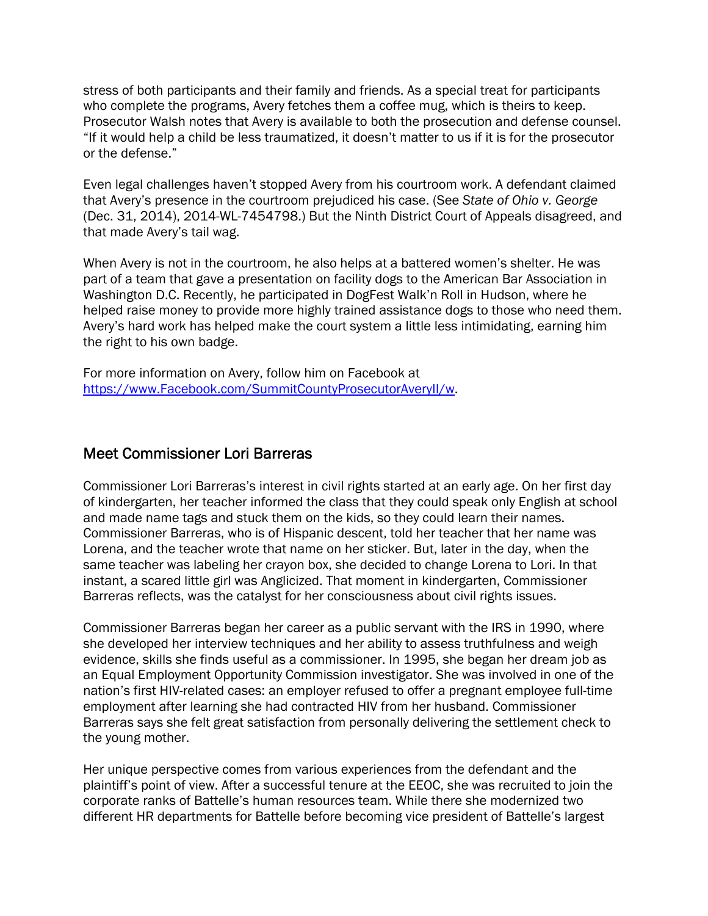stress of both participants and their family and friends. As a special treat for participants who complete the programs, Avery fetches them a coffee mug, which is theirs to keep. Prosecutor Walsh notes that Avery is available to both the prosecution and defense counsel. "If it would help a child be less traumatized, it doesn't matter to us if it is for the prosecutor or the defense."

Even legal challenges haven't stopped Avery from his courtroom work. A defendant claimed that Avery's presence in the courtroom prejudiced his case. (See *State of Ohio v. George* (Dec. 31, 2014), 2014-WL-7454798.) But the Ninth District Court of Appeals disagreed, and that made Avery's tail wag.

When Avery is not in the courtroom, he also helps at a battered women's shelter. He was part of a team that gave a presentation on facility dogs to the American Bar Association in Washington D.C. Recently, he participated in DogFest Walk'n Roll in Hudson, where he helped raise money to provide more highly trained assistance dogs to those who need them. Avery's hard work has helped make the court system a little less intimidating, earning him the right to his own badge.

For more information on Avery, follow him on Facebook at [https://www.Facebook.com/SummitCountyProsecutorAveryII/w](https://www.Facebook.com/SummitCountyProsecutorAveryII/w).

## Meet Commissioner Lori Barreras

Commissioner Lori Barreras's interest in civil rights started at an early age. On her first day of kindergarten, her teacher informed the class that they could speak only English at school and made name tags and stuck them on the kids, so they could learn their names. Commissioner Barreras, who is of Hispanic descent, told her teacher that her name was Lorena, and the teacher wrote that name on her sticker. But, later in the day, when the same teacher was labeling her crayon box, she decided to change Lorena to Lori. In that instant, a scared little girl was Anglicized. That moment in kindergarten, Commissioner Barreras reflects, was the catalyst for her consciousness about civil rights issues.

Commissioner Barreras began her career as a public servant with the IRS in 1990, where she developed her interview techniques and her ability to assess truthfulness and weigh evidence, skills she finds useful as a commissioner. In 1995, she began her dream job as an Equal Employment Opportunity Commission investigator. She was involved in one of the nation's first HIV-related cases: an employer refused to offer a pregnant employee full-time employment after learning she had contracted HIV from her husband. Commissioner Barreras says she felt great satisfaction from personally delivering the settlement check to the young mother.

Her unique perspective comes from various experiences from the defendant and the plaintiff's point of view. After a successful tenure at the EEOC, she was recruited to join the corporate ranks of Battelle's human resources team. While there she modernized two different HR departments for Battelle before becoming vice president of Battelle's largest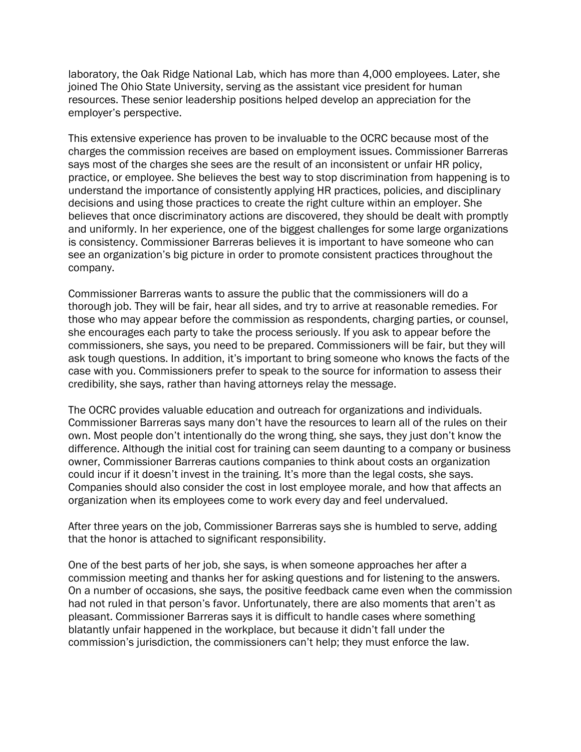laboratory, the Oak Ridge National Lab, which has more than 4,000 employees. Later, she joined The Ohio State University, serving as the assistant vice president for human resources. These senior leadership positions helped develop an appreciation for the employer's perspective.

This extensive experience has proven to be invaluable to the OCRC because most of the charges the commission receives are based on employment issues. Commissioner Barreras says most of the charges she sees are the result of an inconsistent or unfair HR policy, practice, or employee. She believes the best way to stop discrimination from happening is to understand the importance of consistently applying HR practices, policies, and disciplinary decisions and using those practices to create the right culture within an employer. She believes that once discriminatory actions are discovered, they should be dealt with promptly and uniformly. In her experience, one of the biggest challenges for some large organizations is consistency. Commissioner Barreras believes it is important to have someone who can see an organization's big picture in order to promote consistent practices throughout the company.

Commissioner Barreras wants to assure the public that the commissioners will do a thorough job. They will be fair, hear all sides, and try to arrive at reasonable remedies. For those who may appear before the commission as respondents, charging parties, or counsel, she encourages each party to take the process seriously. If you ask to appear before the commissioners, she says, you need to be prepared. Commissioners will be fair, but they will ask tough questions. In addition, it's important to bring someone who knows the facts of the case with you. Commissioners prefer to speak to the source for information to assess their credibility, she says, rather than having attorneys relay the message.

The OCRC provides valuable education and outreach for organizations and individuals. Commissioner Barreras says many don't have the resources to learn all of the rules on their own. Most people don't intentionally do the wrong thing, she says, they just don't know the difference. Although the initial cost for training can seem daunting to a company or business owner, Commissioner Barreras cautions companies to think about costs an organization could incur if it doesn't invest in the training. It's more than the legal costs, she says. Companies should also consider the cost in lost employee morale, and how that affects an organization when its employees come to work every day and feel undervalued.

After three years on the job, Commissioner Barreras says she is humbled to serve, adding that the honor is attached to significant responsibility.

One of the best parts of her job, she says, is when someone approaches her after a commission meeting and thanks her for asking questions and for listening to the answers. On a number of occasions, she says, the positive feedback came even when the commission had not ruled in that person's favor. Unfortunately, there are also moments that aren't as pleasant. Commissioner Barreras says it is difficult to handle cases where something blatantly unfair happened in the workplace, but because it didn't fall under the commission's jurisdiction, the commissioners can't help; they must enforce the law.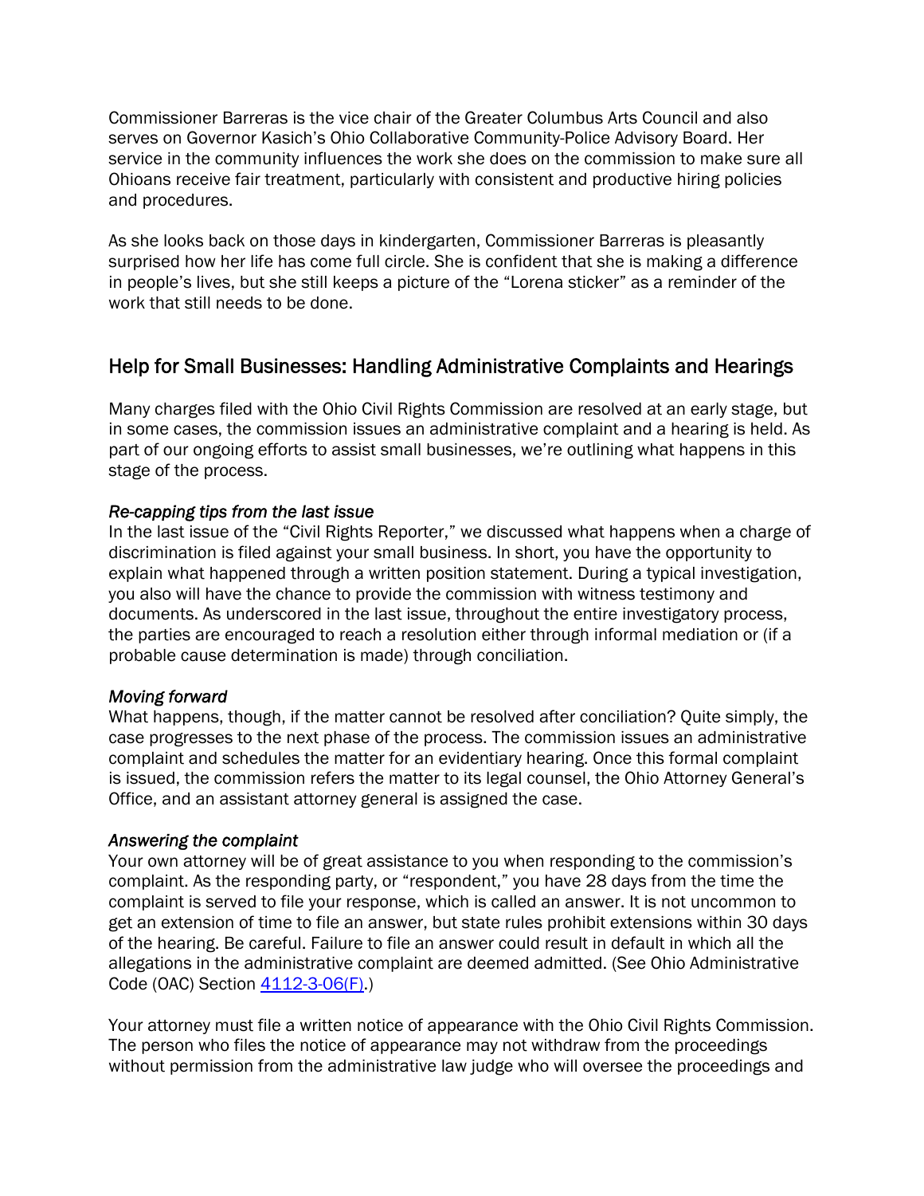Commissioner Barreras is the vice chair of the Greater Columbus Arts Council and also serves on Governor Kasich's Ohio Collaborative Community-Police Advisory Board. Her service in the community influences the work she does on the commission to make sure all Ohioans receive fair treatment, particularly with consistent and productive hiring policies and procedures.

As she looks back on those days in kindergarten, Commissioner Barreras is pleasantly surprised how her life has come full circle. She is confident that she is making a difference in people's lives, but she still keeps a picture of the "Lorena sticker" as a reminder of the work that still needs to be done.

## Help for Small Businesses: Handling Administrative Complaints and Hearings

Many charges filed with the Ohio Civil Rights Commission are resolved at an early stage, but in some cases, the commission issues an administrative complaint and a hearing is held. As part of our ongoing efforts to assist small businesses, we're outlining what happens in this stage of the process.

*Re-capping tips from the last issue*
In the last issue of the "Civil Rights Reporter," we discussed what happens when a charge of discrimination is filed against your small business. In short, you have the opportunity to explain what happened through a written position statement. During a typical investigation, you also will have the chance to provide the commission with witness testimony and documents. As underscored in the last issue, throughout the entire investigatory process, the parties are encouraged to reach a resolution either through informal mediation or (if a probable cause determination is made) through conciliation.

*Moving forward*
What happens, though, if the matter cannot be resolved after conciliation? Quite simply, the case progresses to the next phase of the process. The commission issues an administrative complaint and schedules the matter for an evidentiary hearing. Once this formal complaint is issued, the commission refers the matter to its legal counsel, the Ohio Attorney General's Office, and an assistant attorney general is assigned the case.

*Answering the complaint*
Your own attorney will be of great assistance to you when responding to the commission's complaint. As the responding party, or "respondent," you have 28 days from the time the complaint is served to file your response, which is called an answer. It is not uncommon to get an extension of time to file an answer, but state rules prohibit extensions within 30 days of the hearing. Be careful. Failure to file an answer could result in default in which all the allegations in the administrative complaint are deemed admitted. (See Ohio Administrative Code (OAC) Section 4112-3-06(F).)

Your attorney must file a written notice of appearance with the Ohio Civil Rights Commission. The person who files the notice of appearance may not withdraw from the proceedings without permission from the administrative law judge who will oversee the proceedings and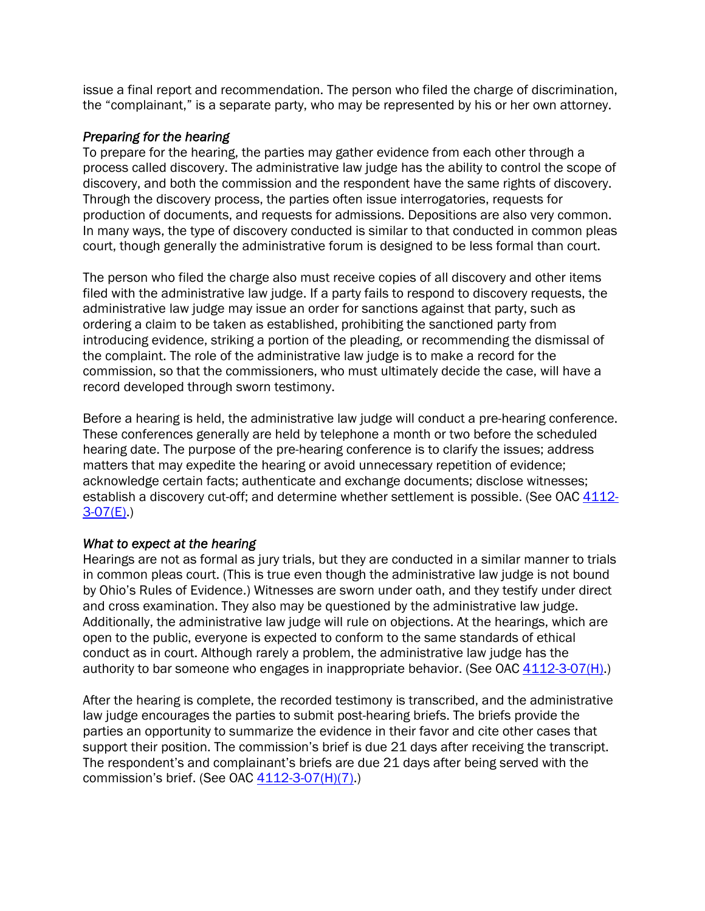issue a final report and recommendation. The person who filed the charge of discrimination, the "complainant," is a separate party, who may be represented by his or her own attorney.

*Preparing for the hearing*

To prepare for the hearing, the parties may gather evidence from each other through a process called discovery. The administrative law judge has the ability to control the scope of discovery, and both the commission and the respondent have the same rights of discovery. Through the discovery process, the parties often issue interrogatories, requests for production of documents, and requests for admissions. Depositions are also very common. In many ways, the type of discovery conducted is similar to that conducted in common pleas court, though generally the administrative forum is designed to be less formal than court.

The person who filed the charge also must receive copies of all discovery and other items filed with the administrative law judge. If a party fails to respond to discovery requests, the administrative law judge may issue an order for sanctions against that party, such as ordering a claim to be taken as established, prohibiting the sanctioned party from introducing evidence, striking a portion of the pleading, or recommending the dismissal of the complaint. The role of the administrative law judge is to make a record for the commission, so that the commissioners, who must ultimately decide the case, will have a record developed through sworn testimony.

Before a hearing is held, the administrative law judge will conduct a pre-hearing conference. These conferences generally are held by telephone a month or two before the scheduled hearing date. The purpose of the pre-hearing conference is to clarify the issues; address matters that may expedite the hearing or avoid unnecessary repetition of evidence; acknowledge certain facts; authenticate and exchange documents; disclose witnesses; establish a discovery cut-off; and determine whether settlement is possible. (See OAC 4112-3-07(E).)

*What to expect at the hearing*

Hearings are not as formal as jury trials, but they are conducted in a similar manner to trials in common pleas court. (This is true even though the administrative law judge is not bound by Ohio's Rules of Evidence.) Witnesses are sworn under oath, and they testify under direct and cross examination. They also may be questioned by the administrative law judge. Additionally, the administrative law judge will rule on objections. At the hearings, which are open to the public, everyone is expected to conform to the same standards of ethical conduct as in court. Although rarely a problem, the administrative law judge has the authority to bar someone who engages in inappropriate behavior. (See OAC 4112-3-07(H).)

After the hearing is complete, the recorded testimony is transcribed, and the administrative law judge encourages the parties to submit post-hearing briefs. The briefs provide the parties an opportunity to summarize the evidence in their favor and cite other cases that support their position. The commission's brief is due 21 days after receiving the transcript. The respondent's and complainant's briefs are due 21 days after being served with the commission's brief. (See OAC 4112-3-07(H)(7).)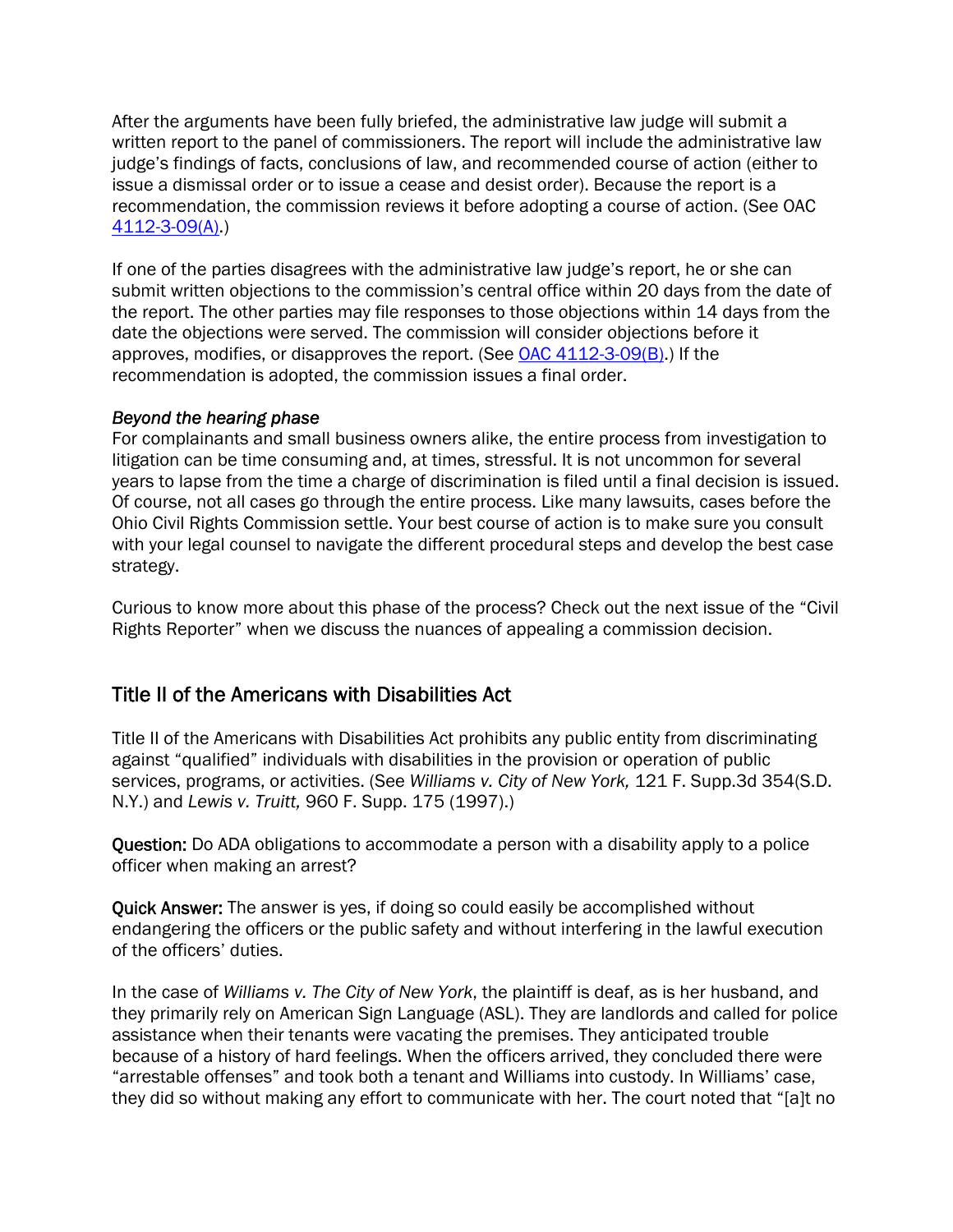After the arguments have been fully briefed, the administrative law judge will submit a written report to the panel of commissioners. The report will include the administrative law judge's findings of facts, conclusions of law, and recommended course of action (either to issue a dismissal order or to issue a cease and desist order). Because the report is a recommendation, the commission reviews it before adopting a course of action. (See OAC [4112-3-09(A)](#).)

If one of the parties disagrees with the administrative law judge's report, he or she can submit written objections to the commission's central office within 20 days from the date of the report. The other parties may file responses to those objections within 14 days from the date the objections were served. The commission will consider objections before it approves, modifies, or disapproves the report. (See [OAC 4112-3-09(B)](#).) If the recommendation is adopted, the commission issues a final order.

### *Beyond the hearing phase*

For complainants and small business owners alike, the entire process from investigation to litigation can be time consuming and, at times, stressful. It is not uncommon for several years to lapse from the time a charge of discrimination is filed until a final decision is issued. Of course, not all cases go through the entire process. Like many lawsuits, cases before the Ohio Civil Rights Commission settle. Your best course of action is to make sure you consult with your legal counsel to navigate the different procedural steps and develop the best case strategy.

Curious to know more about this phase of the process? Check out the next issue of the "Civil Rights Reporter" when we discuss the nuances of appealing a commission decision.

## Title II of the Americans with Disabilities Act

Title II of the Americans with Disabilities Act prohibits any public entity from discriminating against "qualified" individuals with disabilities in the provision or operation of public services, programs, or activities. (See *Williams v. City of New York,* 121 F. Supp.3d 354(S.D. N.Y.) and *Lewis v. Truitt,* 960 F. Supp. 175 (1997).)

**Question:** Do ADA obligations to accommodate a person with a disability apply to a police officer when making an arrest?

**Quick Answer:** The answer is yes, if doing so could easily be accomplished without endangering the officers or the public safety and without interfering in the lawful execution of the officers' duties.

In the case of *Williams v. The City of New York*, the plaintiff is deaf, as is her husband, and they primarily rely on American Sign Language (ASL). They are landlords and called for police assistance when their tenants were vacating the premises. They anticipated trouble because of a history of hard feelings. When the officers arrived, they concluded there were "arrestable offenses" and took both a tenant and Williams into custody. In Williams' case, they did so without making any effort to communicate with her. The court noted that "[a]t no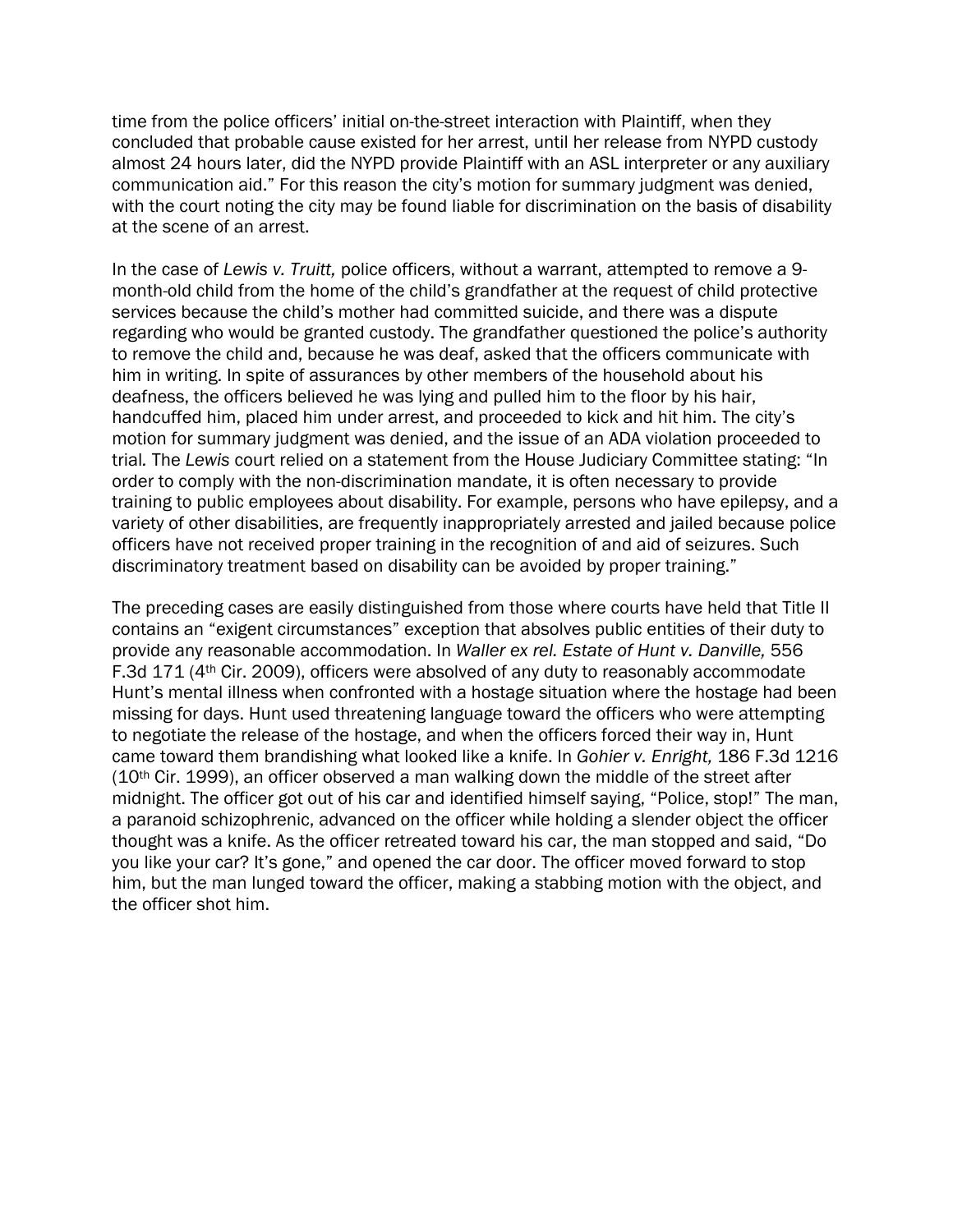time from the police officers' initial on-the-street interaction with Plaintiff, when they concluded that probable cause existed for her arrest, until her release from NYPD custody almost 24 hours later, did the NYPD provide Plaintiff with an ASL interpreter or any auxiliary communication aid." For this reason the city's motion for summary judgment was denied, with the court noting the city may be found liable for discrimination on the basis of disability at the scene of an arrest.

In the case of *Lewis v. Truitt,* police officers, without a warrant, attempted to remove a 9-month-old child from the home of the child's grandfather at the request of child protective services because the child's mother had committed suicide, and there was a dispute regarding who would be granted custody. The grandfather questioned the police's authority to remove the child and, because he was deaf, asked that the officers communicate with him in writing. In spite of assurances by other members of the household about his deafness, the officers believed he was lying and pulled him to the floor by his hair, handcuffed him, placed him under arrest, and proceeded to kick and hit him. The city's motion for summary judgment was denied, and the issue of an ADA violation proceeded to trial. The *Lewis* court relied on a statement from the House Judiciary Committee stating: "In order to comply with the non-discrimination mandate, it is often necessary to provide training to public employees about disability. For example, persons who have epilepsy, and a variety of other disabilities, are frequently inappropriately arrested and jailed because police officers have not received proper training in the recognition of and aid of seizures. Such discriminatory treatment based on disability can be avoided by proper training."

The preceding cases are easily distinguished from those where courts have held that Title II contains an "exigent circumstances" exception that absolves public entities of their duty to provide any reasonable accommodation. In *Waller ex rel. Estate of Hunt v. Danville,* 556 F.3d 171 (4th Cir. 2009), officers were absolved of any duty to reasonably accommodate Hunt's mental illness when confronted with a hostage situation where the hostage had been missing for days. Hunt used threatening language toward the officers who were attempting to negotiate the release of the hostage, and when the officers forced their way in, Hunt came toward them brandishing what looked like a knife. In *Gohier v. Enright,* 186 F.3d 1216 (10th Cir. 1999), an officer observed a man walking down the middle of the street after midnight. The officer got out of his car and identified himself saying, "Police, stop!" The man, a paranoid schizophrenic, advanced on the officer while holding a slender object the officer thought was a knife. As the officer retreated toward his car, the man stopped and said, "Do you like your car? It's gone," and opened the car door. The officer moved forward to stop him, but the man lunged toward the officer, making a stabbing motion with the object, and the officer shot him.